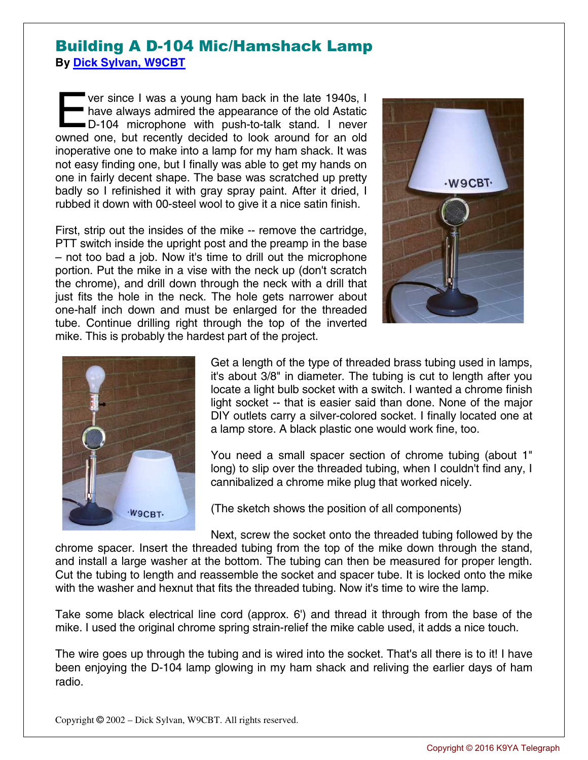# Building A D-104 Mic/Hamshack Lamp

**By [Dick Sylvan, W9CBT]**

Ever since I was a young ham back in the late 1940s, I have always admired the appearance of the old Astatic D-104 microphone with push-to-talk stand. I never owned one, but recently decided to look around for an old inoperative one to make into a lamp for my ham shack. It was not easy finding one, but I finally was able to get my hands on one in fairly decent shape. The base was scratched up pretty badly so I refinished it with gray spray paint. After it dried, I rubbed it down with 00-steel wool to give it a nice satin finish.

First, strip out the insides of the mike -- remove the cartridge, PTT switch inside the upright post and the preamp in the base – not too bad a job. Now it's time to drill out the microphone portion. Put the mike in a vise with the neck up (don't scratch the chrome), and drill down through the neck with a drill that just fits the hole in the neck. The hole gets narrower about one-half inch down and must be enlarged for the threaded tube. Continue drilling right through the top of the inverted mike. This is probably the hardest part of the project.

Get a length of the type of threaded brass tubing used in lamps, it's about 3/8" in diameter. The tubing is cut to length after you locate a light bulb socket with a switch. I wanted a chrome finish light socket -- that is easier said than done. None of the major DIY outlets carry a silver-colored socket. I finally located one at a lamp store. A black plastic one would work fine, too.

You need a small spacer section of chrome tubing (about 1" long) to slip over the threaded tubing, when I couldn't find any, I cannibalized a chrome mike plug that worked nicely.

(The sketch shows the position of all components)

Next, screw the socket onto the threaded tubing followed by the chrome spacer. Insert the threaded tubing from the top of the mike down through the stand, and install a large washer at the bottom. The tubing can then be measured for proper length. Cut the tubing to length and reassemble the socket and spacer tube. It is locked onto the mike with the washer and hexnut that fits the threaded tubing. Now it's time to wire the lamp.

Take some black electrical line cord (approx. 6') and thread it through from the base of the mike. I used the original chrome spring strain-relief the mike cable used, it adds a nice touch.

The wire goes up through the tubing and is wired into the socket. That's all there is to it! I have been enjoying the D-104 lamp glowing in my ham shack and reliving the earlier days of ham radio.

Copyright © 2002 – Dick Sylvan, W9CBT. All rights reserved.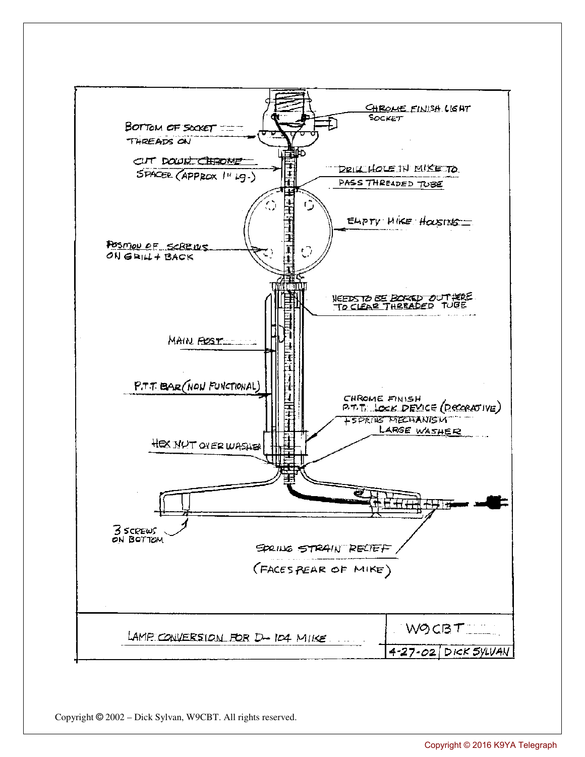CHROME FINISH LIGHT SOCKET

BOTTOM OF SOCKET THREADS ON

CUT DOWN CHROME SPACER (APPROX 1" Lg.)

DRILL HOLE IN MIKE TO PASS THREADED TUBE

EMPTY MIKE HOUSING

POSITION OF SCREWS ON GRILL + BACK

NEEDS TO BE BORED OUT HERE TO CLEAR THREADED TUBE

MAIN POST

P.T.T. BAR (NON FUNCTIONAL)

CHROME FINISH P.T.T. LOCK DEVICE (DECORATIVE) + SPRING MECHANISM

LARGE WASHER

HEX NUT OVER WASHER

3 SCREWS ON BOTTOM

SPRING STRAIN RELIEF (FACES REAR OF MIKE)

| | |
|---|---|
| LAMP CONVERSION FOR D-104 MIKE | W9CBT |
| | 4-27-02 \| DICK SYLVAN |

Copyright © 2002 – Dick Sylvan, W9CBT. All rights reserved.

Copyright © 2016 K9YA Telegraph